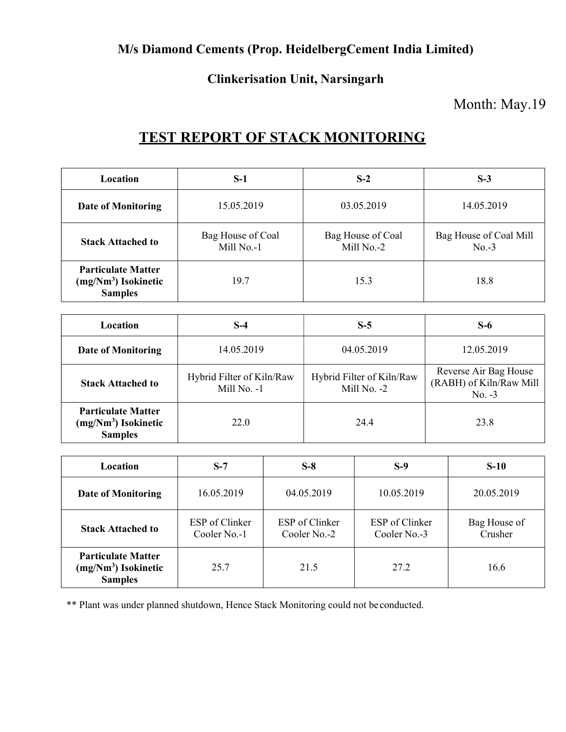**M/s Diamond Cements (Prop. HeidelbergCement India Limited)**

**Clinkerisation Unit, Narsingarh**

Month: May.19

# TEST REPORT OF STACK MONITORING

| Location | S-1 | S-2 | S-3 |
|---|---|---|---|
| Date of Monitoring | 15.05.2019 | 03.05.2019 | 14.05.2019 |
| Stack Attached to | Bag House of Coal Mill No.-1 | Bag House of Coal Mill No.-2 | Bag House of Coal Mill No.-3 |
| Particulate Matter ($mg/Nm^3$) Isokinetic Samples | 19.7 | 15.3 | 18.8 |

| Location | S-4 | S-5 | S-6 |
|---|---|---|---|
| Date of Monitoring | 14.05.2019 | 04.05.2019 | 12.05.2019 |
| Stack Attached to | Hybrid Filter of Kiln/Raw Mill No. -1 | Hybrid Filter of Kiln/Raw Mill No. -2 | Reverse Air Bag House (RABH) of Kiln/Raw Mill No. -3 |
| Particulate Matter ($mg/Nm^3$) Isokinetic Samples | 22.0 | 24.4 | 23.8 |

| Location | S-7 | S-8 | S-9 | S-10 |
|---|---|---|---|---|
| Date of Monitoring | 16.05.2019 | 04.05.2019 | 10.05.2019 | 20.05.2019 |
| Stack Attached to | ESP of Clinker Cooler No.-1 | ESP of Clinker Cooler No.-2 | ESP of Clinker Cooler No.-3 | Bag House of Crusher |
| Particulate Matter ($mg/Nm^3$) Isokinetic Samples | 25.7 | 21.5 | 27.2 | 16.6 |

** Plant was under planned shutdown, Hence Stack Monitoring could not be conducted.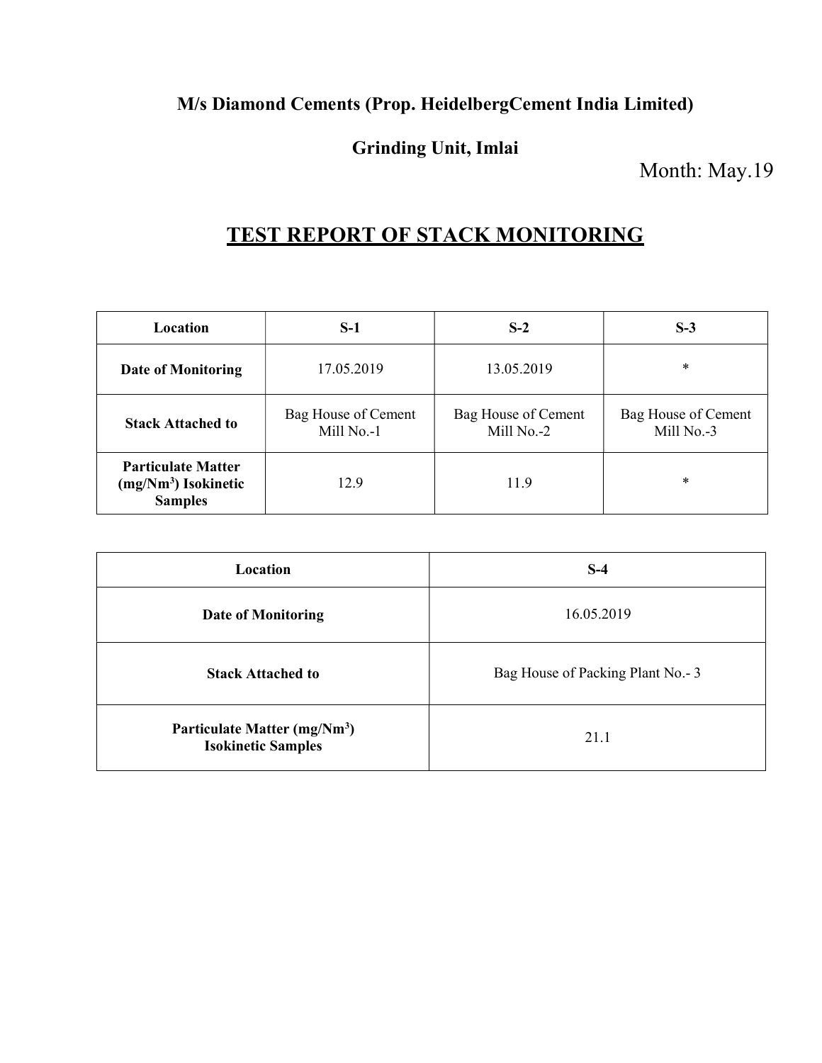**M/s Diamond Cements (Prop. HeidelbergCement India Limited)**

**Grinding Unit, Imlai**

Month: May.19

# TEST REPORT OF STACK MONITORING

| Location | S-1 | S-2 | S-3 |
|---|---|---|---|
| **Date of Monitoring** | 17.05.2019 | 13.05.2019 | * |
| **Stack Attached to** | Bag House of Cement Mill No.-1 | Bag House of Cement Mill No.-2 | Bag House of Cement Mill No.-3 |
| **Particulate Matter ($mg/Nm^3$) Isokinetic Samples** | 12.9 | 11.9 | * |

| Location | S-4 |
|---|---|
| **Date of Monitoring** | 16.05.2019 |
| **Stack Attached to** | Bag House of Packing Plant No.- 3 |
| **Particulate Matter ($mg/Nm^3$) Isokinetic Samples** | 21.1 |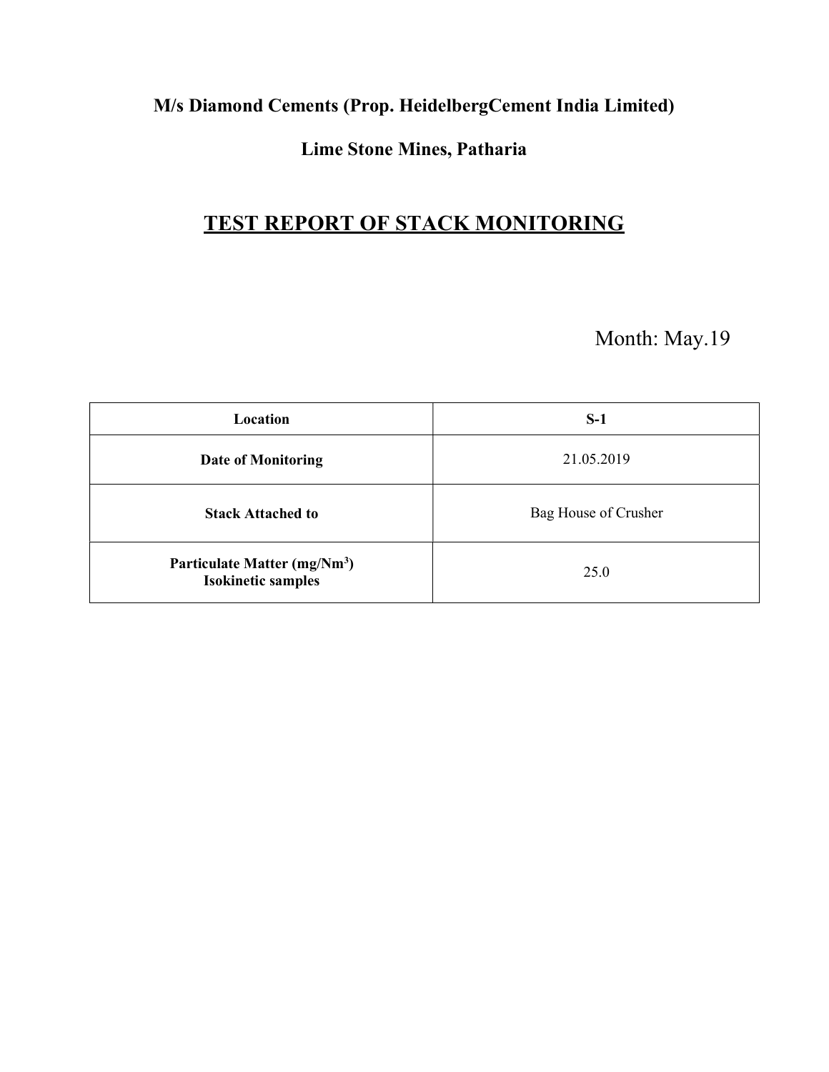**M/s Diamond Cements (Prop. HeidelbergCement India Limited)**

**Lime Stone Mines, Patharia**

## TEST REPORT OF STACK MONITORING

Month: May.19

| **Location** | **S-1** |
| --- | --- |
| **Date of Monitoring** | 21.05.2019 |
| **Stack Attached to** | Bag House of Crusher |
| **Particulate Matter (mg/Nm$^3$) Isokinetic samples** | 25.0 |